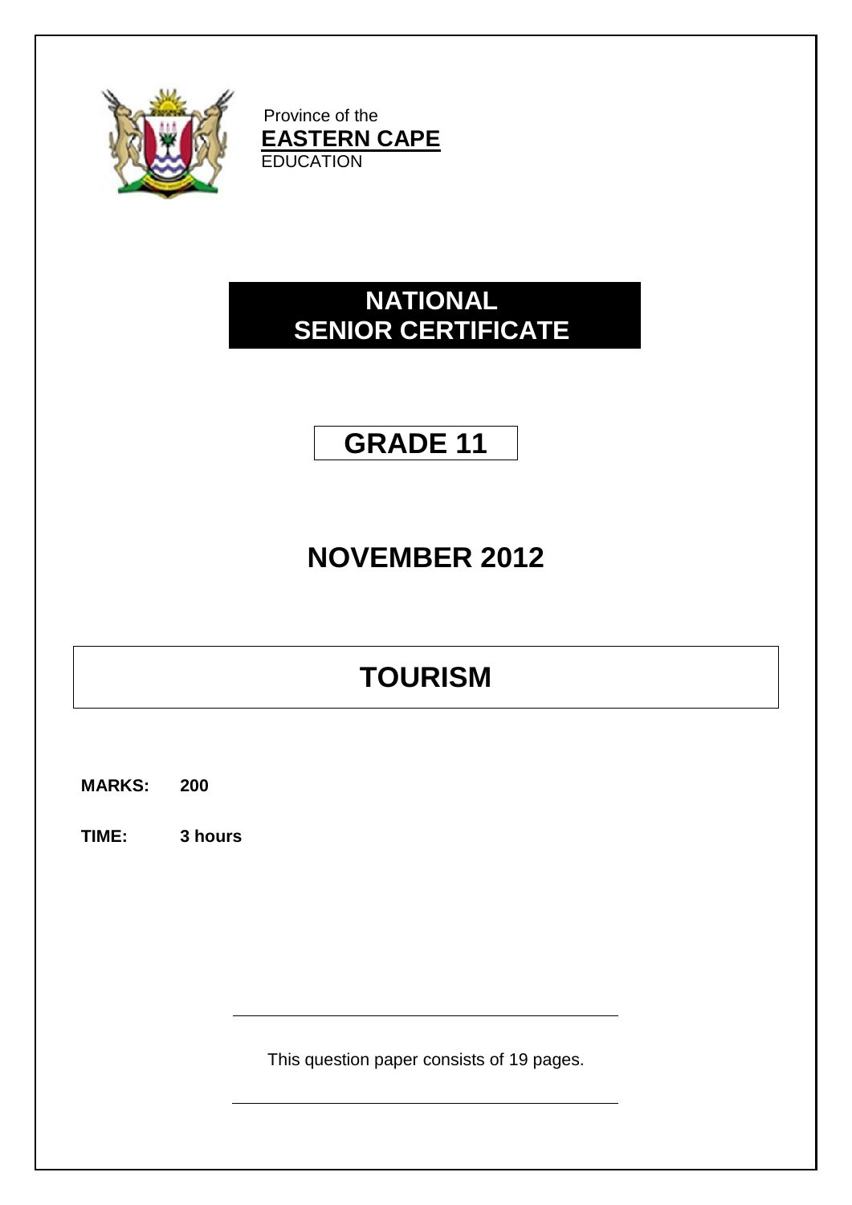Province of the
**EASTERN CAPE**
EDUCATION

# NATIONAL SENIOR CERTIFICATE

# GRADE 11

# NOVEMBER 2012

# TOURISM

**MARKS: 200**

**TIME: 3 hours**

This question paper consists of 19 pages.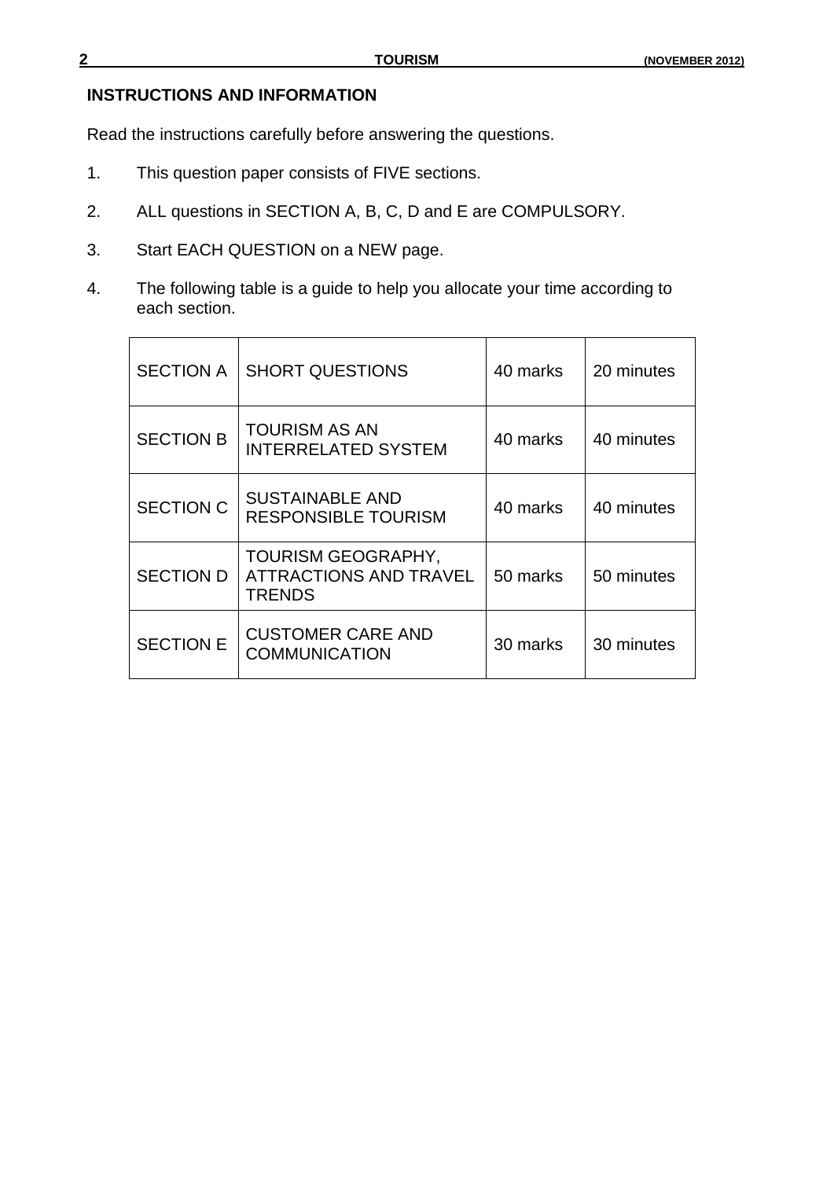## INSTRUCTIONS AND INFORMATION

Read the instructions carefully before answering the questions.

1. This question paper consists of FIVE sections.
2. ALL questions in SECTION A, B, C, D and E are COMPULSORY.
3. Start EACH QUESTION on a NEW page.
4. The following table is a guide to help you allocate your time according to each section.

| | | | |
|---|---|---|---|
| SECTION A | SHORT QUESTIONS | 40 marks | 20 minutes |
| SECTION B | TOURISM AS AN INTERRELATED SYSTEM | 40 marks | 40 minutes |
| SECTION C | SUSTAINABLE AND RESPONSIBLE TOURISM | 40 marks | 40 minutes |
| SECTION D | TOURISM GEOGRAPHY, ATTRACTIONS AND TRAVEL TRENDS | 50 marks | 50 minutes |
| SECTION E | CUSTOMER CARE AND COMMUNICATION | 30 marks | 30 minutes |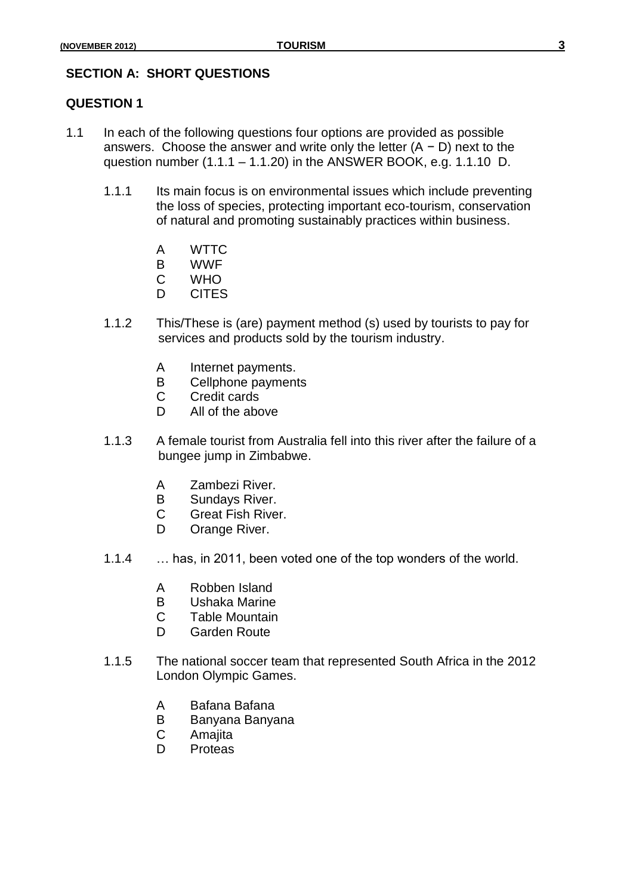## SECTION A: SHORT QUESTIONS

### QUESTION 1

1.1 In each of the following questions four options are provided as possible answers. Choose the answer and write only the letter (A − D) next to the question number (1.1.1 – 1.1.20) in the ANSWER BOOK, e.g. 1.1.10 D.

1.1.1 Its main focus is on environmental issues which include preventing the loss of species, protecting important eco-tourism, conservation of natural and promoting sustainably practices within business.

- A WTTC
- B WWF
- C WHO
- D CITES

1.1.2 This/These is (are) payment method (s) used by tourists to pay for services and products sold by the tourism industry.

- A Internet payments.
- B Cellphone payments
- C Credit cards
- D All of the above

1.1.3 A female tourist from Australia fell into this river after the failure of a bungee jump in Zimbabwe.

- A Zambezi River.
- B Sundays River.
- C Great Fish River.
- D Orange River.

1.1.4 … has, in 2011, been voted one of the top wonders of the world.

- A Robben Island
- B Ushaka Marine
- C Table Mountain
- D Garden Route

1.1.5 The national soccer team that represented South Africa in the 2012 London Olympic Games.

- A Bafana Bafana
- B Banyana Banyana
- C Amajita
- D Proteas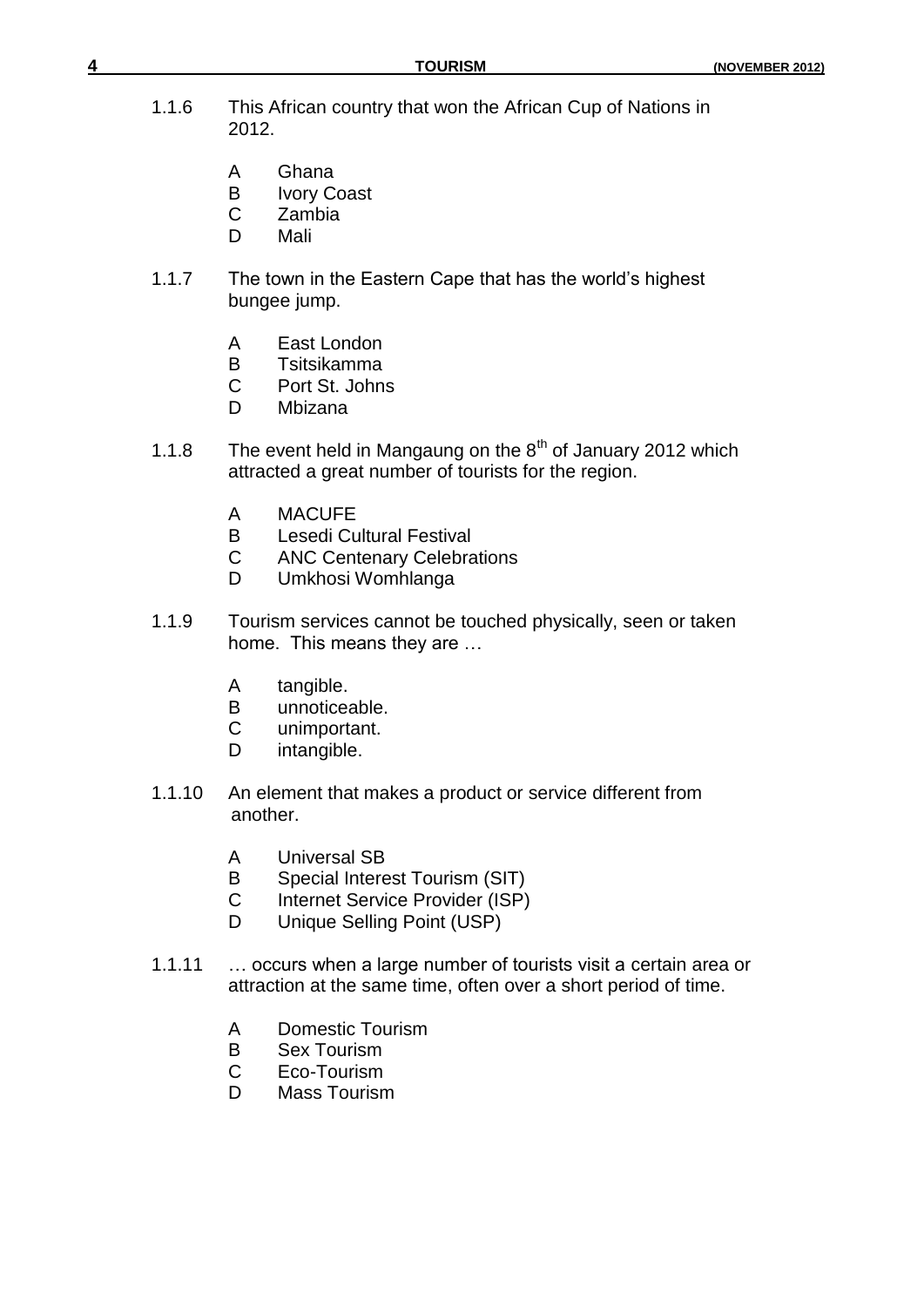1.1.6 This African country that won the African Cup of Nations in 2012.

A Ghana
B Ivory Coast
C Zambia
D Mali

1.1.7 The town in the Eastern Cape that has the world's highest bungee jump.

A East London
B Tsitsikamma
C Port St. Johns
D Mbizana

1.1.8 The event held in Mangaung on the 8th of January 2012 which attracted a great number of tourists for the region.

A MACUFE
B Lesedi Cultural Festival
C ANC Centenary Celebrations
D Umkhosi Womhlanga

1.1.9 Tourism services cannot be touched physically, seen or taken home. This means they are …

A tangible.
B unnoticeable.
C unimportant.
D intangible.

1.1.10 An element that makes a product or service different from another.

A Universal SB
B Special Interest Tourism (SIT)
C Internet Service Provider (ISP)
D Unique Selling Point (USP)

1.1.11 … occurs when a large number of tourists visit a certain area or attraction at the same time, often over a short period of time.

A Domestic Tourism
B Sex Tourism
C Eco-Tourism
D Mass Tourism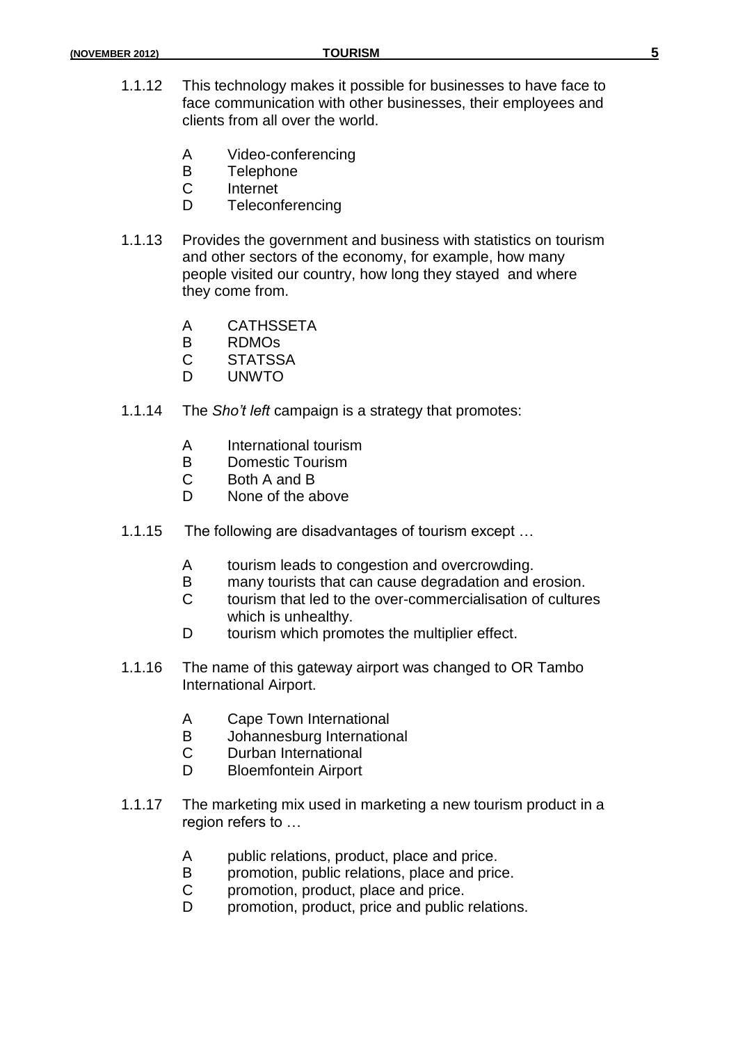1.1.12 This technology makes it possible for businesses to have face to face communication with other businesses, their employees and clients from all over the world.

A Video-conferencing
B Telephone
C Internet
D Teleconferencing

1.1.13 Provides the government and business with statistics on tourism and other sectors of the economy, for example, how many people visited our country, how long they stayed and where they come from.

A CATHSSETA
B RDMOs
C STATSSA
D UNWTO

1.1.14 The *Sho't left* campaign is a strategy that promotes:

A International tourism
B Domestic Tourism
C Both A and B
D None of the above

1.1.15 The following are disadvantages of tourism except …

A tourism leads to congestion and overcrowding.
B many tourists that can cause degradation and erosion.
C tourism that led to the over-commercialisation of cultures which is unhealthy.
D tourism which promotes the multiplier effect.

1.1.16 The name of this gateway airport was changed to OR Tambo International Airport.

A Cape Town International
B Johannesburg International
C Durban International
D Bloemfontein Airport

1.1.17 The marketing mix used in marketing a new tourism product in a region refers to …

A public relations, product, place and price.
B promotion, public relations, place and price.
C promotion, product, place and price.
D promotion, product, price and public relations.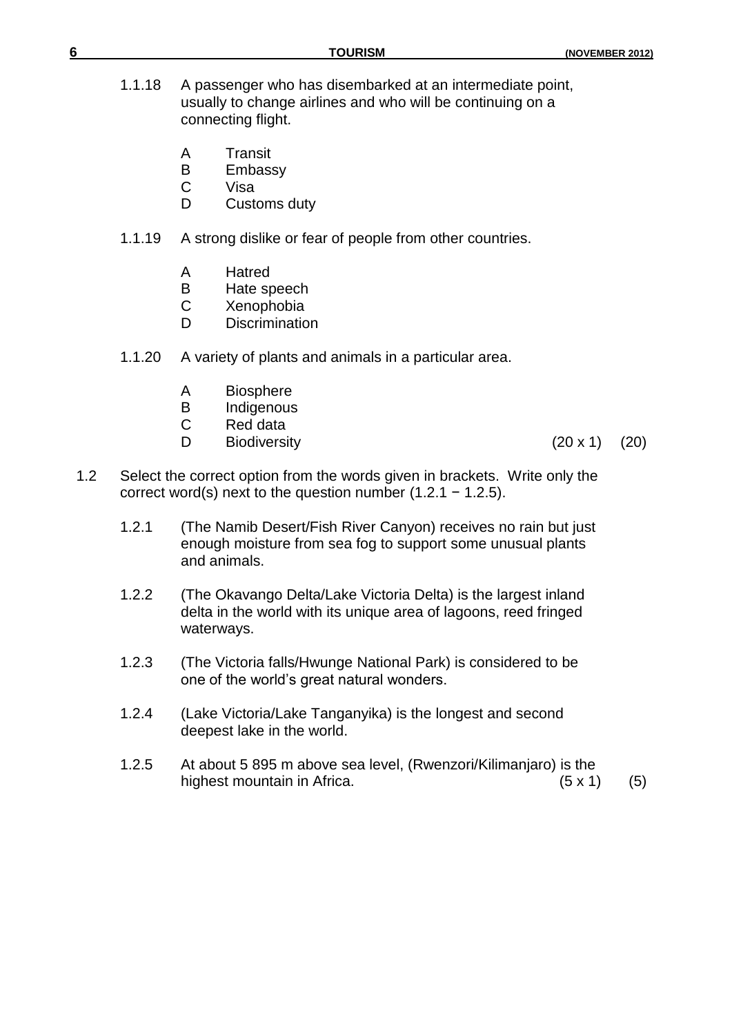1.1.18 A passenger who has disembarked at an intermediate point, usually to change airlines and who will be continuing on a connecting flight.

A Transit
B Embassy
C Visa
D Customs duty

1.1.19 A strong dislike or fear of people from other countries.

A Hatred
B Hate speech
C Xenophobia
D Discrimination

1.1.20 A variety of plants and animals in a particular area.

A Biosphere
B Indigenous
C Red data
D Biodiversity (20 x 1) (20)

1.2 Select the correct option from the words given in brackets. Write only the correct word(s) next to the question number (1.2.1 − 1.2.5).

1.2.1 (The Namib Desert/Fish River Canyon) receives no rain but just enough moisture from sea fog to support some unusual plants and animals.

1.2.2 (The Okavango Delta/Lake Victoria Delta) is the largest inland delta in the world with its unique area of lagoons, reed fringed waterways.

1.2.3 (The Victoria falls/Hwunge National Park) is considered to be one of the world's great natural wonders.

1.2.4 (Lake Victoria/Lake Tanganyika) is the longest and second deepest lake in the world.

1.2.5 At about 5 895 m above sea level, (Rwenzori/Kilimanjaro) is the highest mountain in Africa. (5 x 1) (5)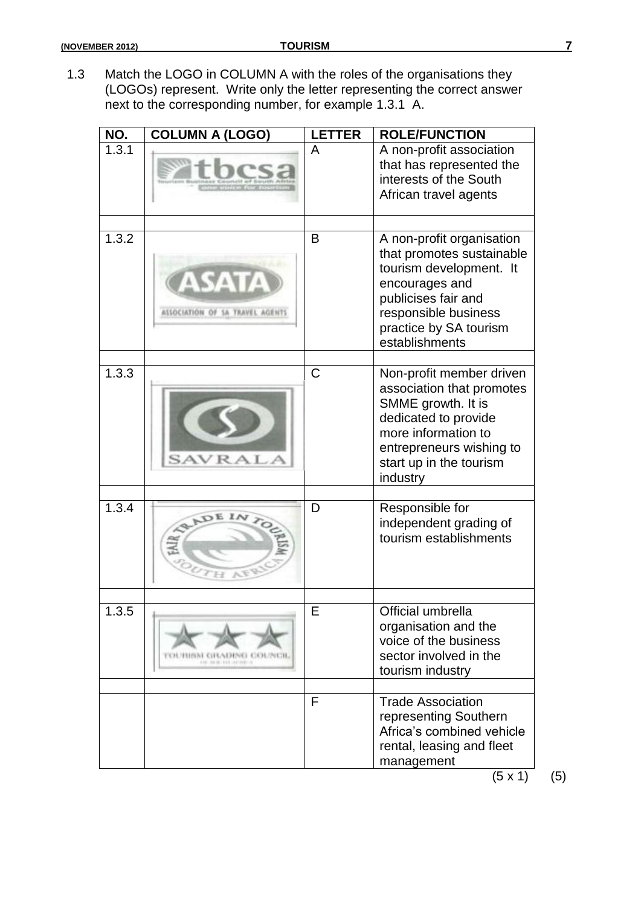1.3 Match the LOGO in COLUMN A with the roles of the organisations they (LOGOs) represent. Write only the letter representing the correct answer next to the corresponding number, for example 1.3.1 A.

| NO. | COLUMN A (LOGO) | LETTER | ROLE/FUNCTION |
|---|---|---|---|
| 1.3.1 | tbcsa Tourism Business Council of South Africa one voice for tourism | A | A non-profit association that has represented the interests of the South African travel agents |
| 1.3.2 | ASATA ASSOCIATION OF SA TRAVEL AGENTS | B | A non-profit organisation that promotes sustainable tourism development. It encourages and publicises fair and responsible business practice by SA tourism establishments |
| 1.3.3 | SAVRALA | C | Non-profit member driven association that promotes SMME growth. It is dedicated to provide more information to entrepreneurs wishing to start up in the tourism industry |
| 1.3.4 | FAIR TRADE IN TOURISM SOUTH AFRICA | D | Responsible for independent grading of tourism establishments |
| 1.3.5 | TOURISM GRADING COUNCIL | E | Official umbrella organisation and the voice of the business sector involved in the tourism industry |
| | | F | Trade Association representing Southern Africa's combined vehicle rental, leasing and fleet management |

(5 x 1) (5)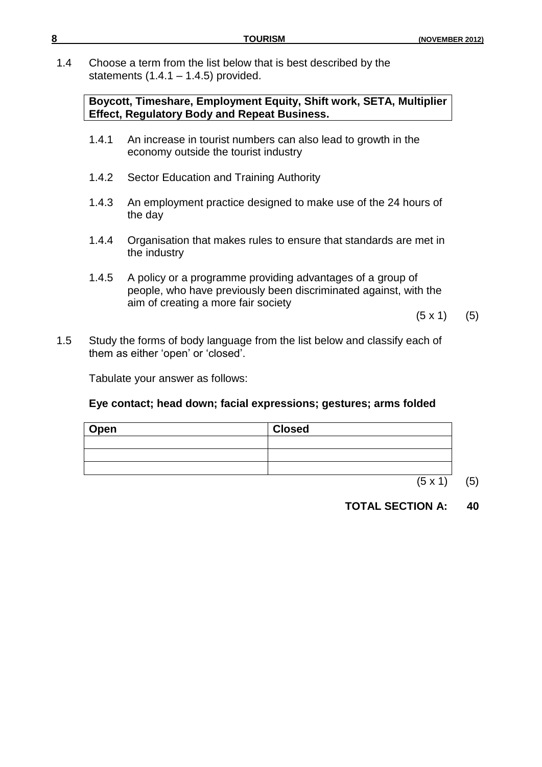1.4 Choose a term from the list below that is best described by the statements (1.4.1 – 1.4.5) provided.

**Boycott, Timeshare, Employment Equity, Shift work, SETA, Multiplier Effect, Regulatory Body and Repeat Business.**

1.4.1 An increase in tourist numbers can also lead to growth in the economy outside the tourist industry

1.4.2 Sector Education and Training Authority

1.4.3 An employment practice designed to make use of the 24 hours of the day

1.4.4 Organisation that makes rules to ensure that standards are met in the industry

1.4.5 A policy or a programme providing advantages of a group of people, who have previously been discriminated against, with the aim of creating a more fair society

(5 x 1) (5)

1.5 Study the forms of body language from the list below and classify each of them as either 'open' or 'closed'.

Tabulate your answer as follows:

**Eye contact; head down; facial expressions; gestures; arms folded**

| Open | Closed |
|---|---|
| | |
| | |
| | |

(5 x 1) (5)

**TOTAL SECTION A: 40**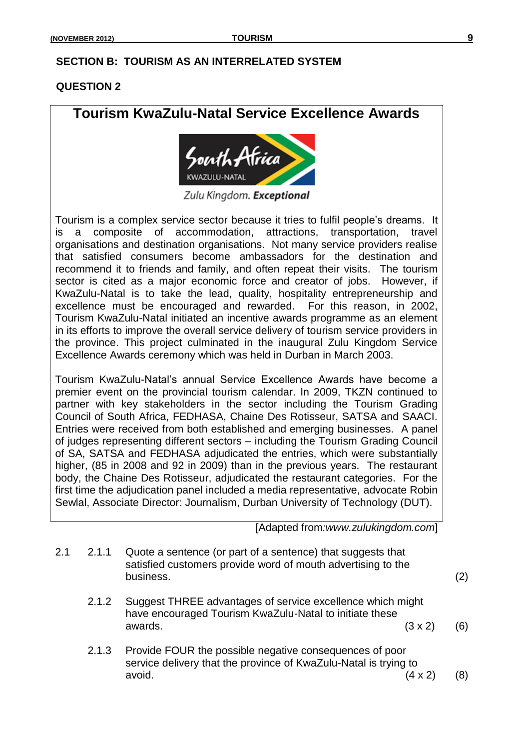## SECTION B: TOURISM AS AN INTERRELATED SYSTEM

## QUESTION 2

### Tourism KwaZulu-Natal Service Excellence Awards

South Africa
KWAZULU-NATAL

*Zulu Kingdom.* ***Exceptional***

Tourism is a complex service sector because it tries to fulfil people's dreams. It is a composite of accommodation, attractions, transportation, travel organisations and destination organisations. Not many service providers realise that satisfied consumers become ambassadors for the destination and recommend it to friends and family, and often repeat their visits. The tourism sector is cited as a major economic force and creator of jobs. However, if KwaZulu-Natal is to take the lead, quality, hospitality entrepreneurship and excellence must be encouraged and rewarded. For this reason, in 2002, Tourism KwaZulu-Natal initiated an incentive awards programme as an element in its efforts to improve the overall service delivery of tourism service providers in the province. This project culminated in the inaugural Zulu Kingdom Service Excellence Awards ceremony which was held in Durban in March 2003.

Tourism KwaZulu-Natal's annual Service Excellence Awards have become a premier event on the provincial tourism calendar. In 2009, TKZN continued to partner with key stakeholders in the sector including the Tourism Grading Council of South Africa, FEDHASA, Chaine Des Rotisseur, SATSA and SAACI. Entries were received from both established and emerging businesses. A panel of judges representing different sectors – including the Tourism Grading Council of SA, SATSA and FEDHASA adjudicated the entries, which were substantially higher, (85 in 2008 and 92 in 2009) than in the previous years. The restaurant body, the Chaine Des Rotisseur, adjudicated the restaurant categories. For the first time the adjudication panel included a media representative, advocate Robin Sewlal, Associate Director: Journalism, Durban University of Technology (DUT).

[Adapted from:*www.zulukingdom.com*]

2.1 2.1.1 Quote a sentence (or part of a sentence) that suggests that satisfied customers provide word of mouth advertising to the business. (2)

2.1.2 Suggest THREE advantages of service excellence which might have encouraged Tourism KwaZulu-Natal to initiate these awards. (3 x 2) (6)

2.1.3 Provide FOUR the possible negative consequences of poor service delivery that the province of KwaZulu-Natal is trying to avoid. (4 x 2) (8)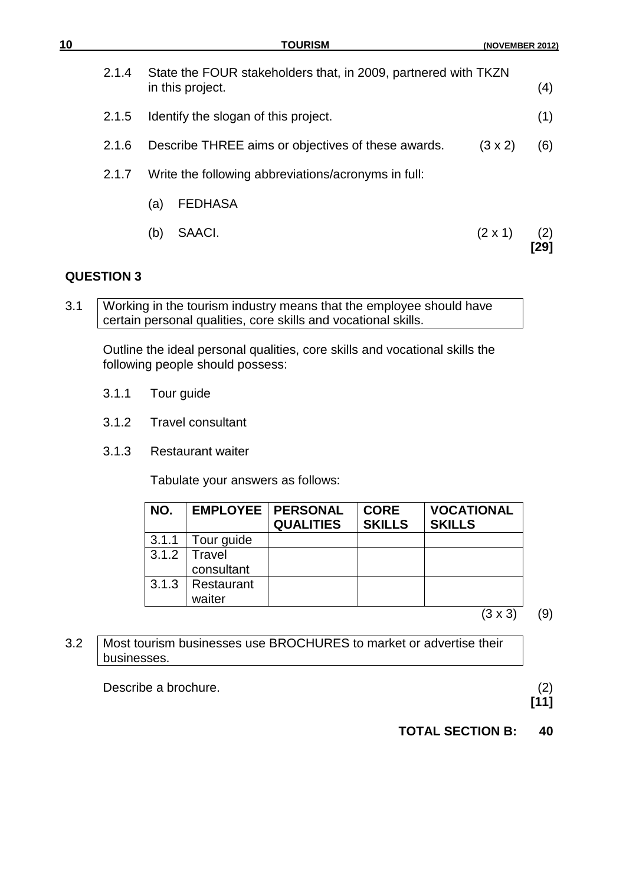2.1.4 State the FOUR stakeholders that, in 2009, partnered with TKZN in this project. (4)

2.1.5 Identify the slogan of this project. (1)

2.1.6 Describe THREE aims or objectives of these awards. (3 x 2) (6)

2.1.7 Write the following abbreviations/acronyms in full:

(a) FEDHASA

(b) SAACI. (2 x 1) (2)
**[29]**

## QUESTION 3

3.1 Working in the tourism industry means that the employee should have certain personal qualities, core skills and vocational skills.

Outline the ideal personal qualities, core skills and vocational skills the following people should possess:

3.1.1 Tour guide

3.1.2 Travel consultant

3.1.3 Restaurant waiter

Tabulate your answers as follows:

| NO. | EMPLOYEE | PERSONAL QUALITIES | CORE SKILLS | VOCATIONAL SKILLS |
|---|---|---|---|---|
| 3.1.1 | Tour guide | | | |
| 3.1.2 | Travel consultant | | | |
| 3.1.3 | Restaurant waiter | | | |

(3 x 3) (9)

3.2 Most tourism businesses use BROCHURES to market or advertise their businesses.

Describe a brochure. (2)
**[11]**

**TOTAL SECTION B: 40**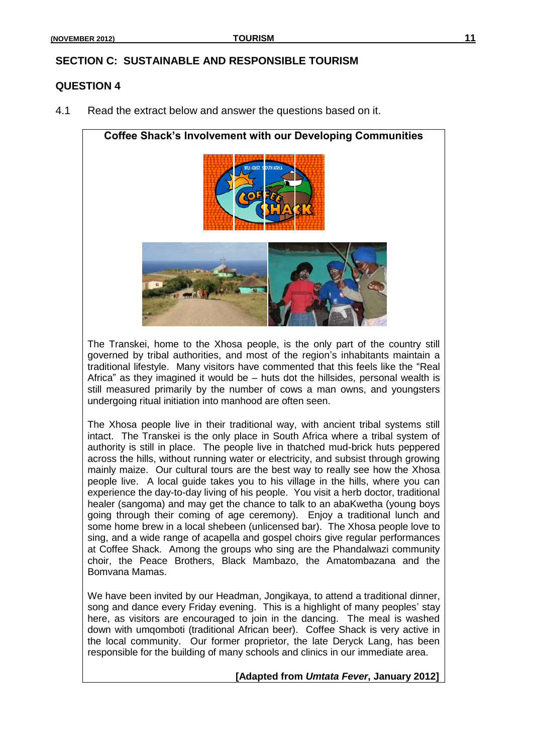## SECTION C: SUSTAINABLE AND RESPONSIBLE TOURISM

### QUESTION 4

4.1 Read the extract below and answer the questions based on it.

**Coffee Shack's Involvement with our Developing Communities**

The Transkei, home to the Xhosa people, is the only part of the country still governed by tribal authorities, and most of the region's inhabitants maintain a traditional lifestyle. Many visitors have commented that this feels like the "Real Africa" as they imagined it would be – huts dot the hillsides, personal wealth is still measured primarily by the number of cows a man owns, and youngsters undergoing ritual initiation into manhood are often seen.

The Xhosa people live in their traditional way, with ancient tribal systems still intact. The Transkei is the only place in South Africa where a tribal system of authority is still in place. The people live in thatched mud-brick huts peppered across the hills, without running water or electricity, and subsist through growing mainly maize. Our cultural tours are the best way to really see how the Xhosa people live. A local guide takes you to his village in the hills, where you can experience the day-to-day living of his people. You visit a herb doctor, traditional healer (sangoma) and may get the chance to talk to an abaKwetha (young boys going through their coming of age ceremony). Enjoy a traditional lunch and some home brew in a local shebeen (unlicensed bar). The Xhosa people love to sing, and a wide range of acapella and gospel choirs give regular performances at Coffee Shack. Among the groups who sing are the Phandalwazi community choir, the Peace Brothers, Black Mambazo, the Amatombazana and the Bomvana Mamas.

We have been invited by our Headman, Jongikaya, to attend a traditional dinner, song and dance every Friday evening. This is a highlight of many peoples' stay here, as visitors are encouraged to join in the dancing. The meal is washed down with umqomboti (traditional African beer). Coffee Shack is very active in the local community. Our former proprietor, the late Deryck Lang, has been responsible for the building of many schools and clinics in our immediate area.

**[Adapted from *Umtata Fever*, January 2012]**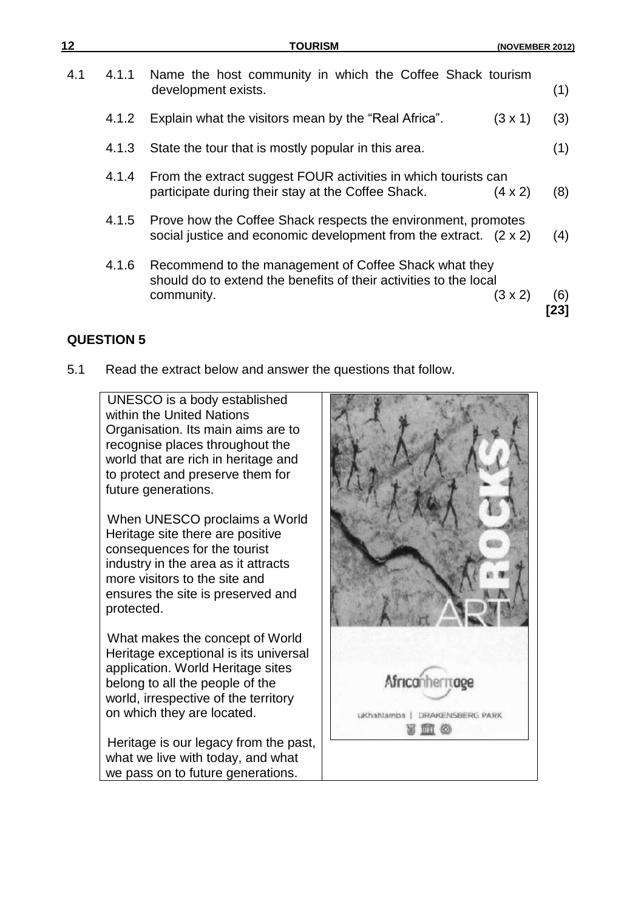4.1

4.1.1 Name the host community in which the Coffee Shack tourism development exists. (1)

4.1.2 Explain what the visitors mean by the "Real Africa". (3 x 1) (3)

4.1.3 State the tour that is mostly popular in this area. (1)

4.1.4 From the extract suggest FOUR activities in which tourists can participate during their stay at the Coffee Shack. (4 x 2) (8)

4.1.5 Prove how the Coffee Shack respects the environment, promotes social justice and economic development from the extract. (2 x 2) (4)

4.1.6 Recommend to the management of Coffee Shack what they should do to extend the benefits of their activities to the local community. (3 x 2) (6)

**[23]**

## QUESTION 5

5.1 Read the extract below and answer the questions that follow.

UNESCO is a body established within the United Nations Organisation. Its main aims are to recognise places throughout the world that are rich in heritage and to protect and preserve them for future generations.

When UNESCO proclaims a World Heritage site there are positive consequences for the tourist industry in the area as it attracts more visitors to the site and ensures the site is preserved and protected.

What makes the concept of World Heritage exceptional is its universal application. World Heritage sites belong to all the people of the world, irrespective of the territory on which they are located.

Heritage is our legacy from the past, what we live with today, and what we pass on to future generations.

ROCK ART

Africanheritage

uKhahlamba | DRAKENSBERG PARK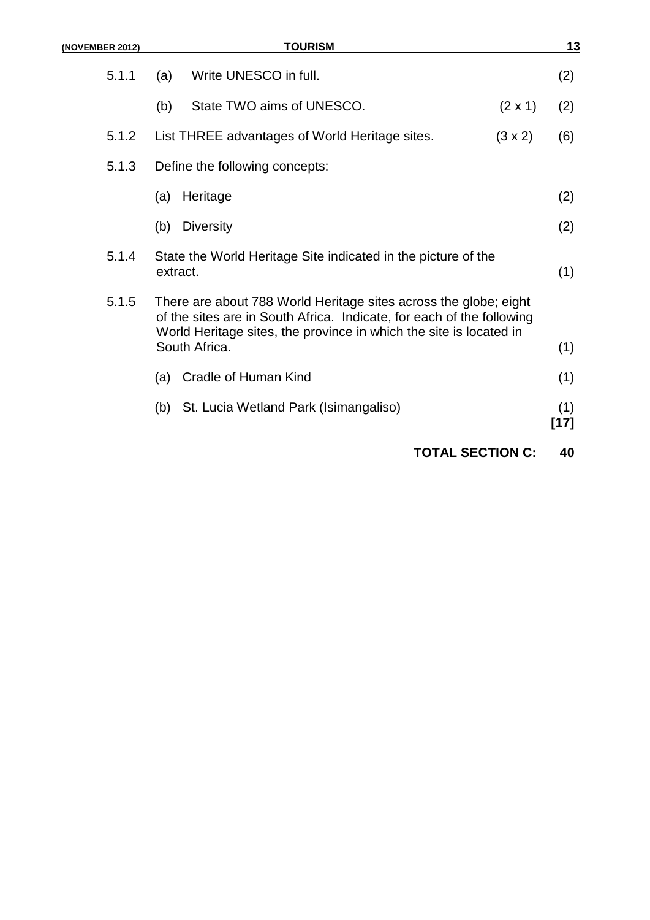5.1.1 (a) Write UNESCO in full. (2)

(b) State TWO aims of UNESCO. (2 x 1) (2)

5.1.2 List THREE advantages of World Heritage sites. (3 x 2) (6)

5.1.3 Define the following concepts:

(a) Heritage (2)

(b) Diversity (2)

5.1.4 State the World Heritage Site indicated in the picture of the extract. (1)

5.1.5 There are about 788 World Heritage sites across the globe; eight of the sites are in South Africa. Indicate, for each of the following World Heritage sites, the province in which the site is located in South Africa. (1)

(a) Cradle of Human Kind (1)

(b) St. Lucia Wetland Park (Isimangaliso) (1)
**[17]**

**TOTAL SECTION C: 40**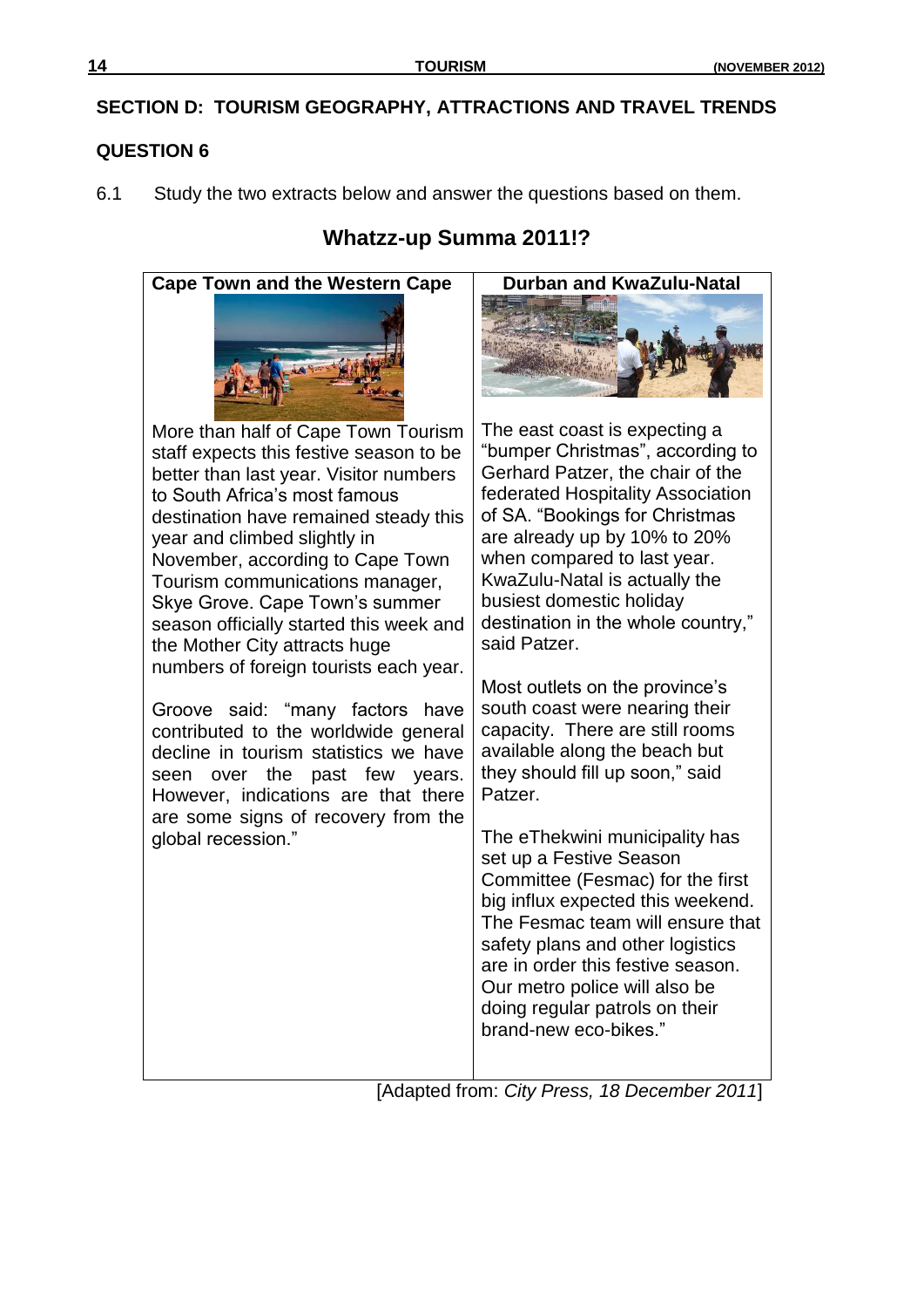## SECTION D: TOURISM GEOGRAPHY, ATTRACTIONS AND TRAVEL TRENDS

### QUESTION 6

6.1 Study the two extracts below and answer the questions based on them.

### Whatzz-up Summa 2011!?

**Cape Town and the Western Cape**

More than half of Cape Town Tourism staff expects this festive season to be better than last year. Visitor numbers to South Africa's most famous destination have remained steady this year and climbed slightly in November, according to Cape Town Tourism communications manager, Skye Grove. Cape Town's summer season officially started this week and the Mother City attracts huge numbers of foreign tourists each year.

Groove said: "many factors have contributed to the worldwide general decline in tourism statistics we have seen over the past few years. However, indications are that there are some signs of recovery from the global recession."

**Durban and KwaZulu-Natal**

The east coast is expecting a "bumper Christmas", according to Gerhard Patzer, the chair of the federated Hospitality Association of SA. "Bookings for Christmas are already up by 10% to 20% when compared to last year. KwaZulu-Natal is actually the busiest domestic holiday destination in the whole country," said Patzer.

Most outlets on the province's south coast were nearing their capacity. There are still rooms available along the beach but they should fill up soon," said Patzer.

The eThekwini municipality has set up a Festive Season Committee (Fesmac) for the first big influx expected this weekend. The Fesmac team will ensure that safety plans and other logistics are in order this festive season. Our metro police will also be doing regular patrols on their brand-new eco-bikes."

[Adapted from: *City Press, 18 December 2011*]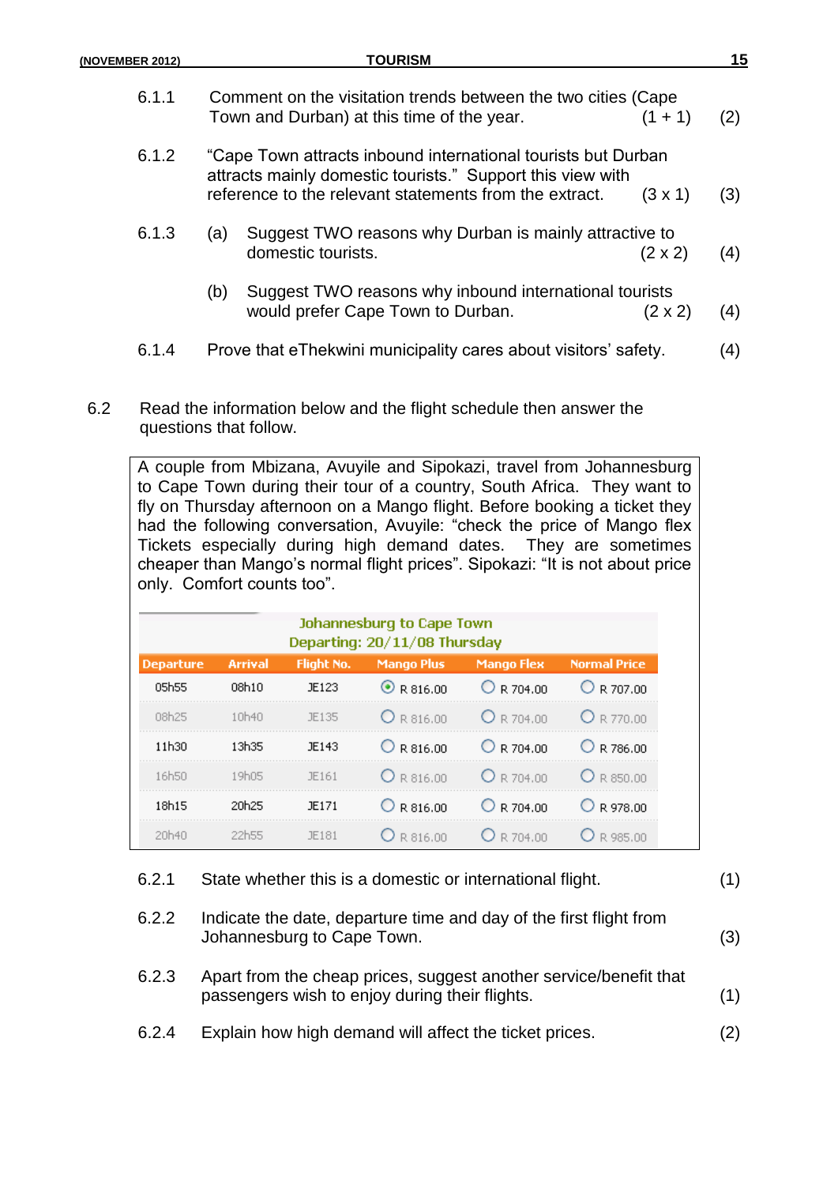6.1.1 Comment on the visitation trends between the two cities (Cape Town and Durban) at this time of the year. (1 + 1) (2)

6.1.2 "Cape Town attracts inbound international tourists but Durban attracts mainly domestic tourists." Support this view with reference to the relevant statements from the extract. (3 x 1) (3)

6.1.3 (a) Suggest TWO reasons why Durban is mainly attractive to domestic tourists. (2 x 2) (4)

(b) Suggest TWO reasons why inbound international tourists would prefer Cape Town to Durban. (2 x 2) (4)

6.1.4 Prove that eThekwini municipality cares about visitors' safety. (4)

6.2 Read the information below and the flight schedule then answer the questions that follow.

A couple from Mbizana, Avuyile and Sipokazi, travel from Johannesburg to Cape Town during their tour of a country, South Africa. They want to fly on Thursday afternoon on a Mango flight. Before booking a ticket they had the following conversation, Avuyile: "check the price of Mango flex Tickets especially during high demand dates. They are sometimes cheaper than Mango's normal flight prices". Sipokazi: "It is not about price only. Comfort counts too".

**Johannesburg to Cape Town**
**Departing: 20/11/08 Thursday**

| Departure | Arrival | Flight No. | Mango Plus | Mango Flex | Normal Price |
|---|---|---|---|---|---|
| 05h55 | 08h10 | JE123 | R 816.00 | R 704.00 | R 707.00 |
| 08h25 | 10h40 | JE135 | R 816.00 | R 704.00 | R 770.00 |
| 11h30 | 13h35 | JE143 | R 816.00 | R 704.00 | R 786.00 |
| 16h50 | 19h05 | JE161 | R 816.00 | R 704.00 | R 850.00 |
| 18h15 | 20h25 | JE171 | R 816.00 | R 704.00 | R 978.00 |
| 20h40 | 22h55 | JE181 | R 816.00 | R 704.00 | R 985.00 |

6.2.1 State whether this is a domestic or international flight. (1)

6.2.2 Indicate the date, departure time and day of the first flight from Johannesburg to Cape Town. (3)

6.2.3 Apart from the cheap prices, suggest another service/benefit that passengers wish to enjoy during their flights. (1)

6.2.4 Explain how high demand will affect the ticket prices. (2)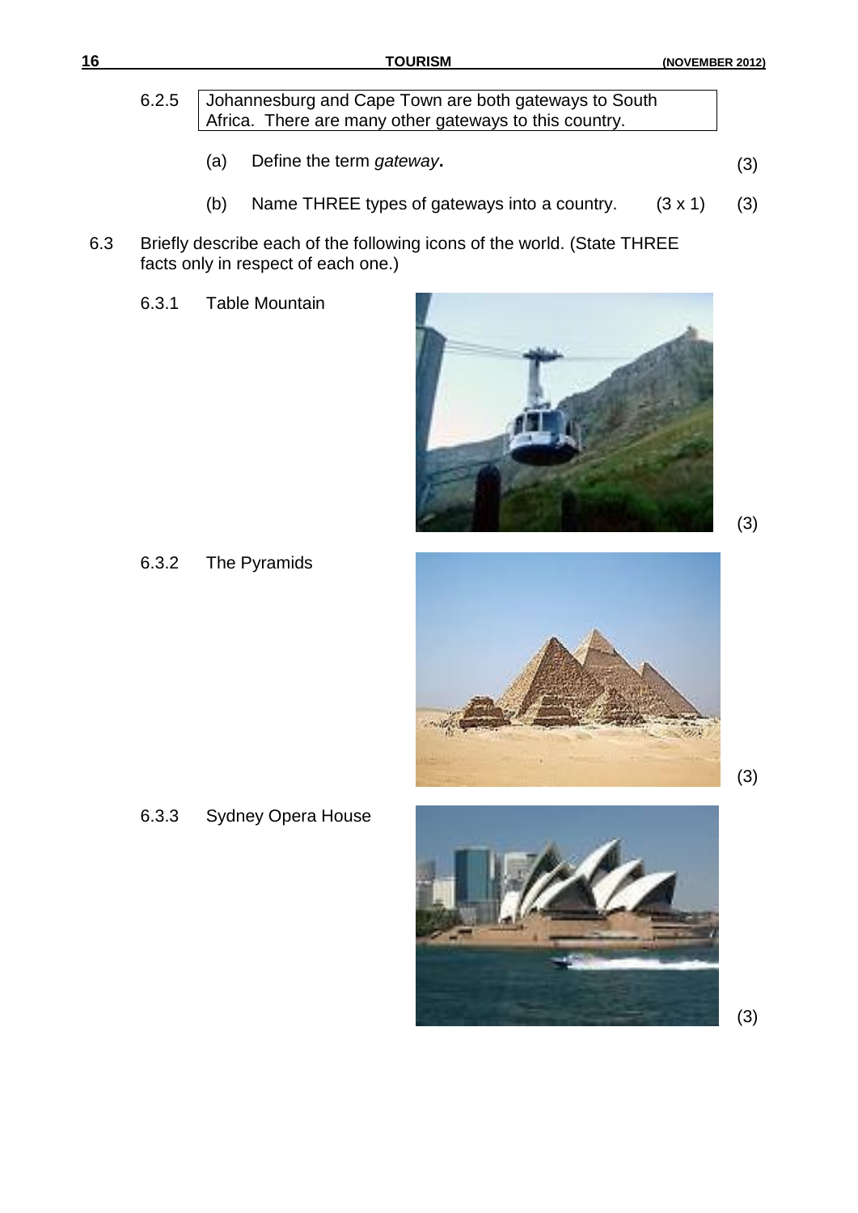6.2.5 Johannesburg and Cape Town are both gateways to South Africa. There are many other gateways to this country.

(a) Define the term *gateway*. (3)

(b) Name THREE types of gateways into a country. (3 x 1) (3)

6.3 Briefly describe each of the following icons of the world. (State THREE facts only in respect of each one.)

6.3.1 Table Mountain (3)

6.3.2 The Pyramids (3)

6.3.3 Sydney Opera House (3)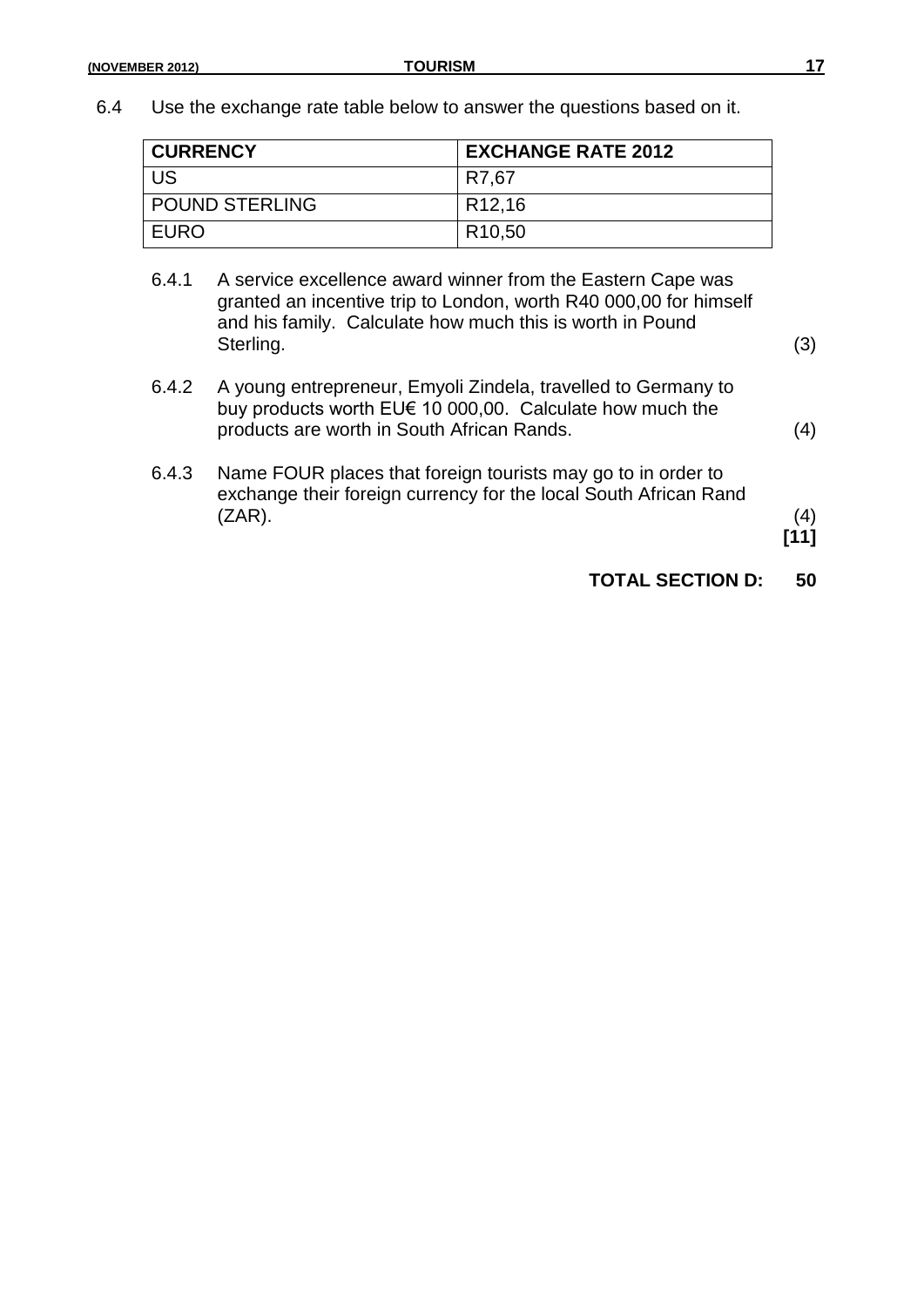6.4 Use the exchange rate table below to answer the questions based on it.

| CURRENCY | EXCHANGE RATE 2012 |
| --- | --- |
| US | R7,67 |
| POUND STERLING | R12,16 |
| EURO | R10,50 |

6.4.1 A service excellence award winner from the Eastern Cape was granted an incentive trip to London, worth R40 000,00 for himself and his family. Calculate how much this is worth in Pound Sterling. (3)

6.4.2 A young entrepreneur, Emyoli Zindela, travelled to Germany to buy products worth EU€ 10 000,00. Calculate how much the products are worth in South African Rands. (4)

6.4.3 Name FOUR places that foreign tourists may go to in order to exchange their foreign currency for the local South African Rand (ZAR). (4)

**[11]**

**TOTAL SECTION D: 50**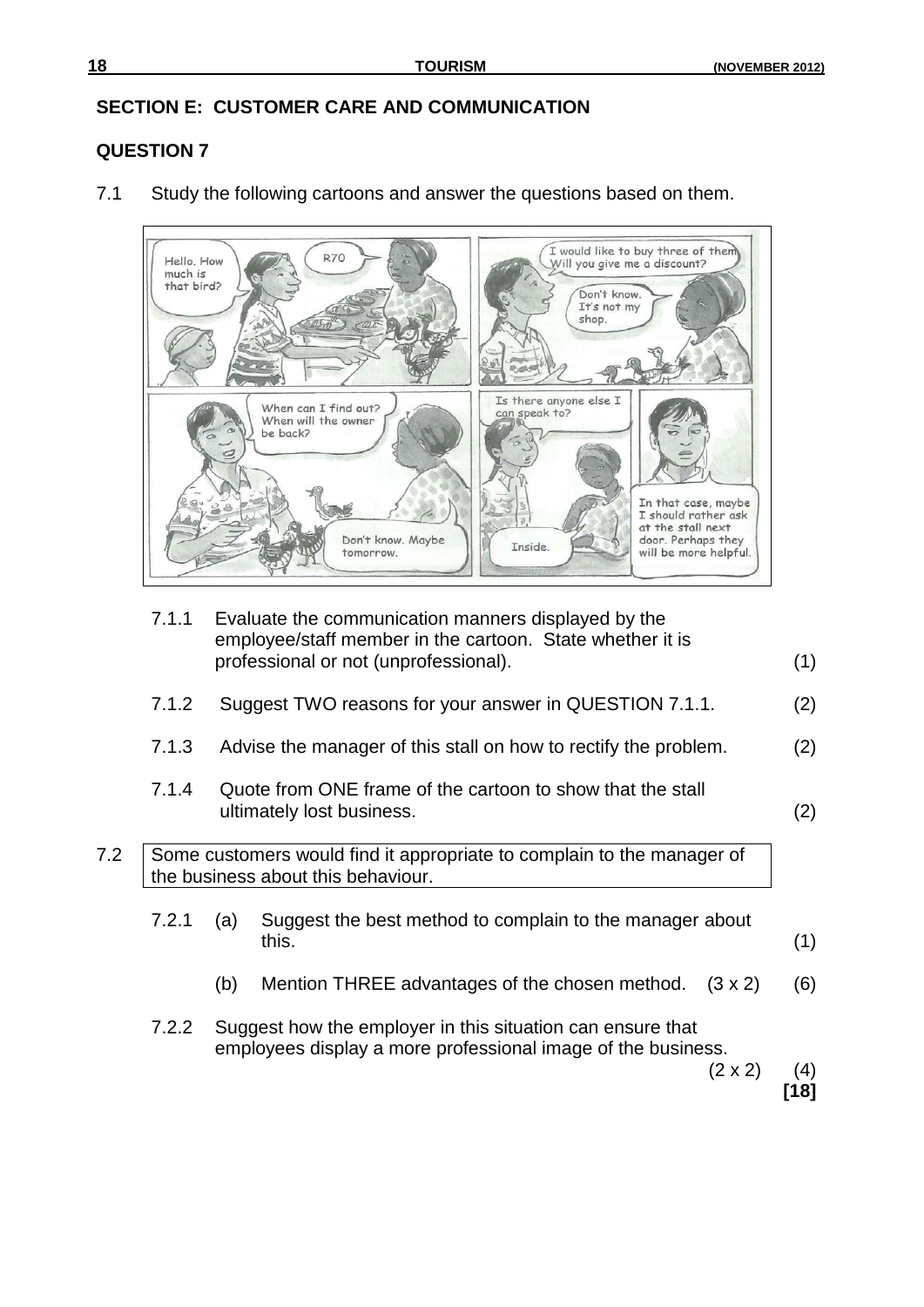## SECTION E: CUSTOMER CARE AND COMMUNICATION

### QUESTION 7

7.1 Study the following cartoons and answer the questions based on them.

7.1.1 Evaluate the communication manners displayed by the employee/staff member in the cartoon. State whether it is professional or not (unprofessional). (1)

7.1.2 Suggest TWO reasons for your answer in QUESTION 7.1.1. (2)

7.1.3 Advise the manager of this stall on how to rectify the problem. (2)

7.1.4 Quote from ONE frame of the cartoon to show that the stall ultimately lost business. (2)

7.2 Some customers would find it appropriate to complain to the manager of the business about this behaviour.

7.2.1 (a) Suggest the best method to complain to the manager about this. (1)

(b) Mention THREE advantages of the chosen method. (3 x 2) (6)

7.2.2 Suggest how the employer in this situation can ensure that employees display a more professional image of the business. (2 x 2) (4)

**[18]**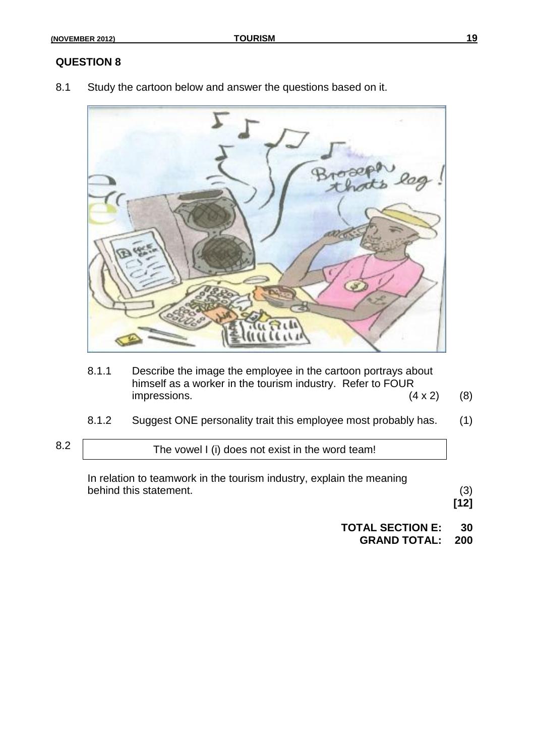## QUESTION 8

8.1 Study the cartoon below and answer the questions based on it.

8.1.1 Describe the image the employee in the cartoon portrays about himself as a worker in the tourism industry. Refer to FOUR impressions. (4 x 2) (8)

8.1.2 Suggest ONE personality trait this employee most probably has. (1)

8.2

| The vowel I (i) does not exist in the word team! |
|---|

In relation to teamwork in the tourism industry, explain the meaning behind this statement. (3)

**[12]**

**TOTAL SECTION E: 30**

**GRAND TOTAL: 200**